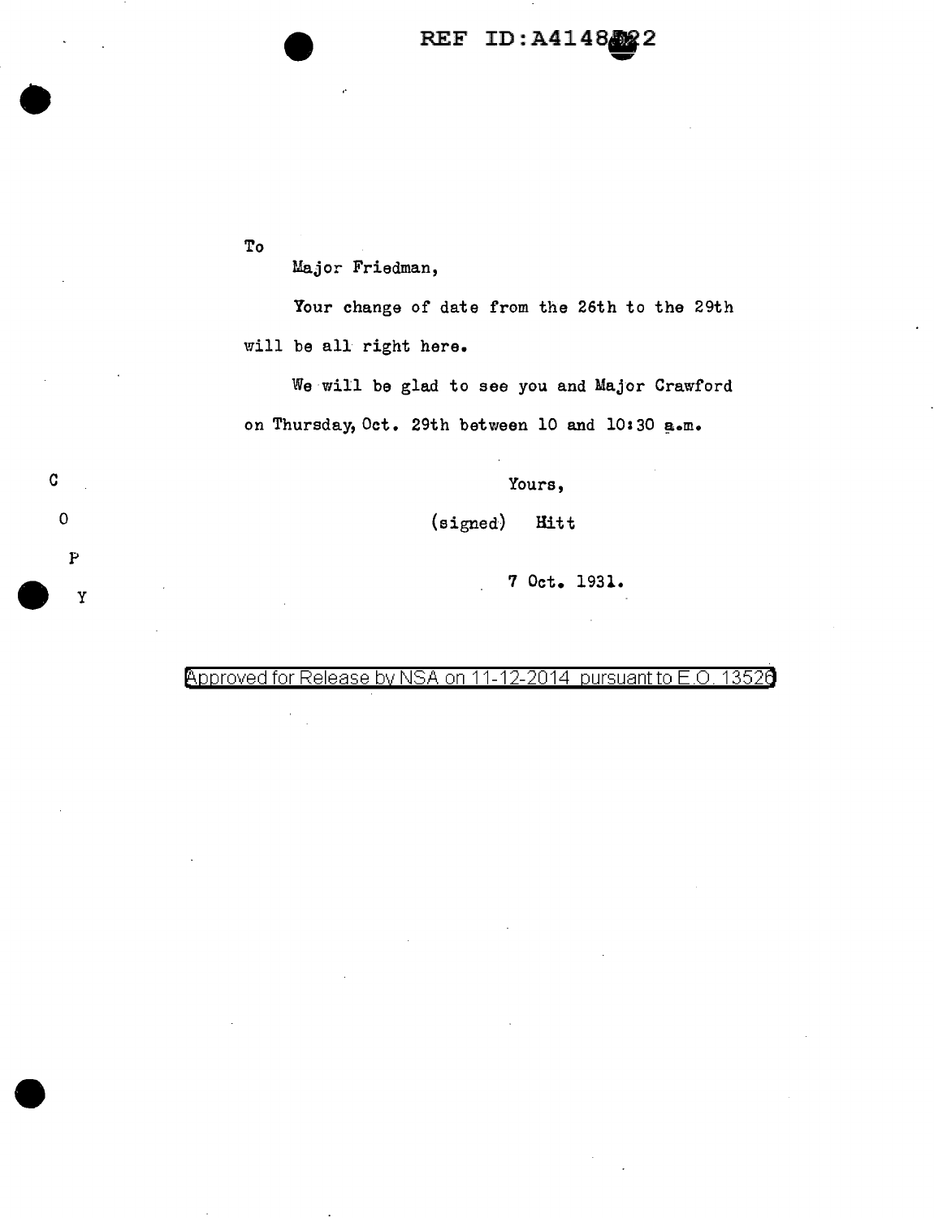To

Major Friedman,

Your change of date from the 26th to the 29th will be all right here.

We will be glad to see you and Major Crawford on Thursday, Oct. 29th between 10 and 10:30 a.m.

Yours,

(signed) Hitt

7 Oct. 1931.

C O P Y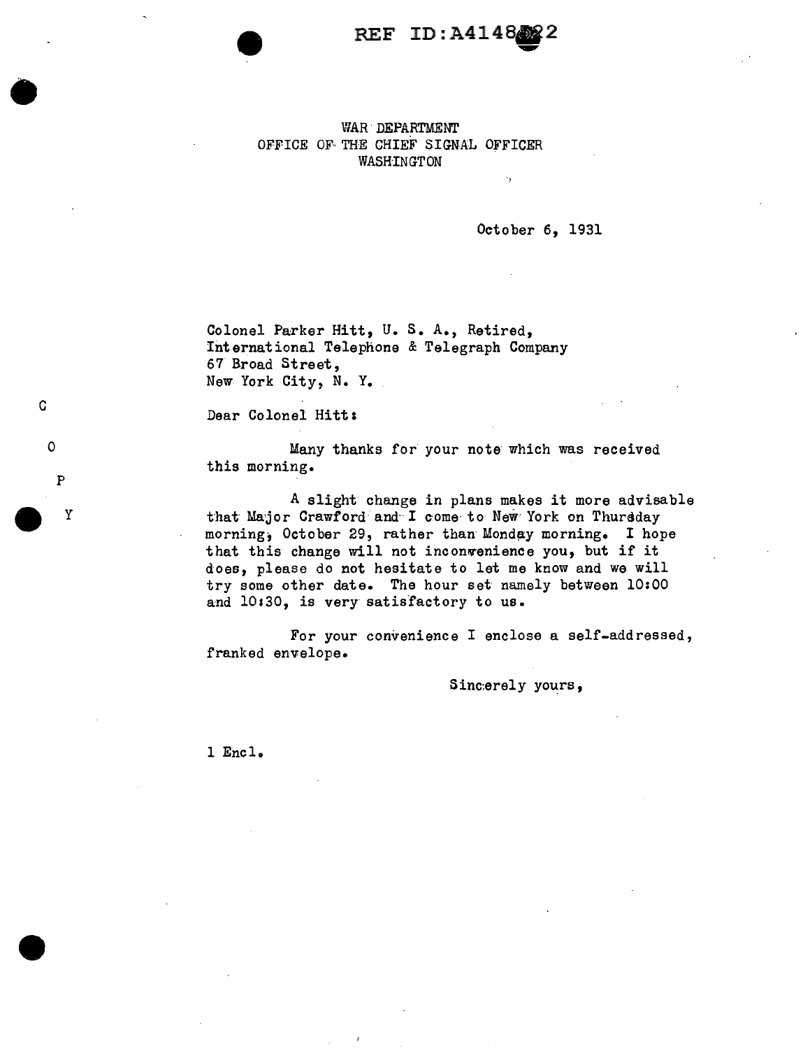REF ID:A4148922

WAR DEPARTMENT
OFFICE OF THE CHIEF SIGNAL OFFICER
WASHINGTON

October 6, 1931

Colonel Parker Hitt, U. S. A., Retired,
International Telephone & Telegraph Company
67 Broad Street,
New York City, N. Y.

C

O

P

Y

Dear Colonel Hitt:

Many thanks for your note which was received this morning.

A slight change in plans makes it more advisable that Major Crawford and I come to New York on Thursday morning, October 29, rather than Monday morning. I hope that this change will not inconvenience you, but if it does, please do not hesitate to let me know and we will try some other date. The hour set namely between 10:00 and 10:30, is very satisfactory to us.

For your convenience I enclose a self-addressed, franked envelope.

Sincerely yours,

1 Encl.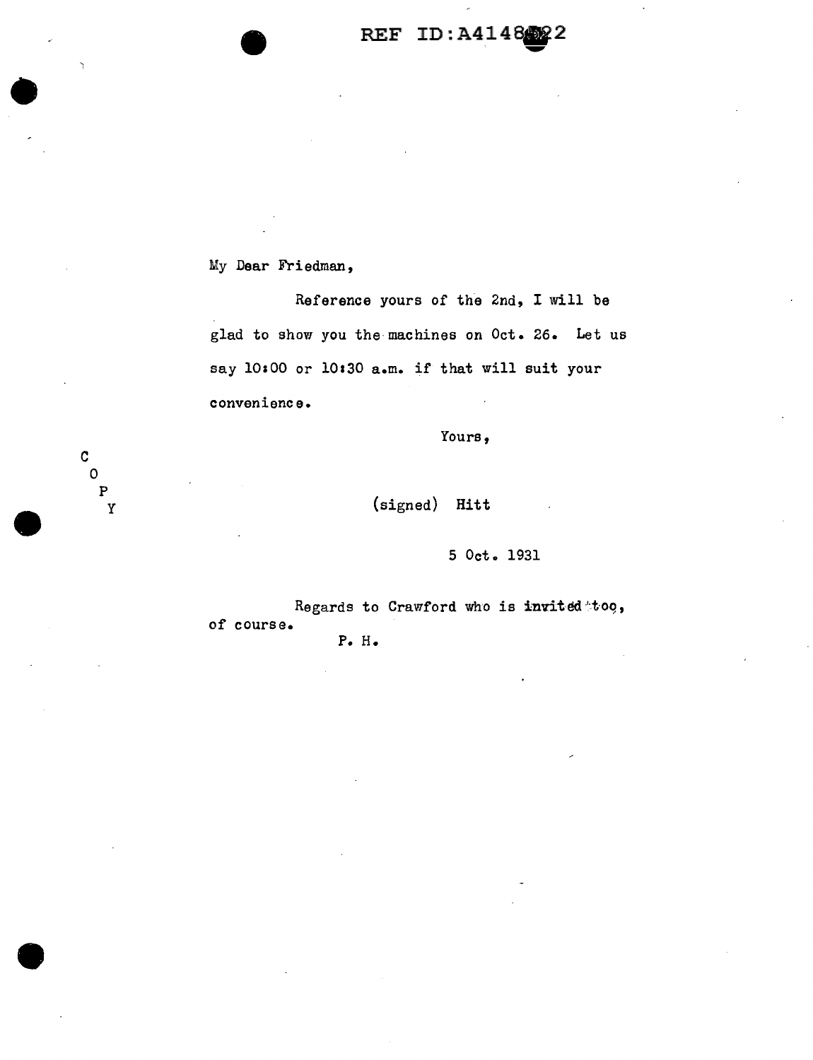REF ID:A4148522

My Dear Friedman,

Reference yours of the 2nd, I will be glad to show you the machines on Oct. 26. Let us say 10:00 or 10:30 a.m. if that will suit your convenience.

Yours,

C
O
P
Y

(signed) Hitt

5 Oct. 1931

Regards to Crawford who is invited too, of course.

P. H.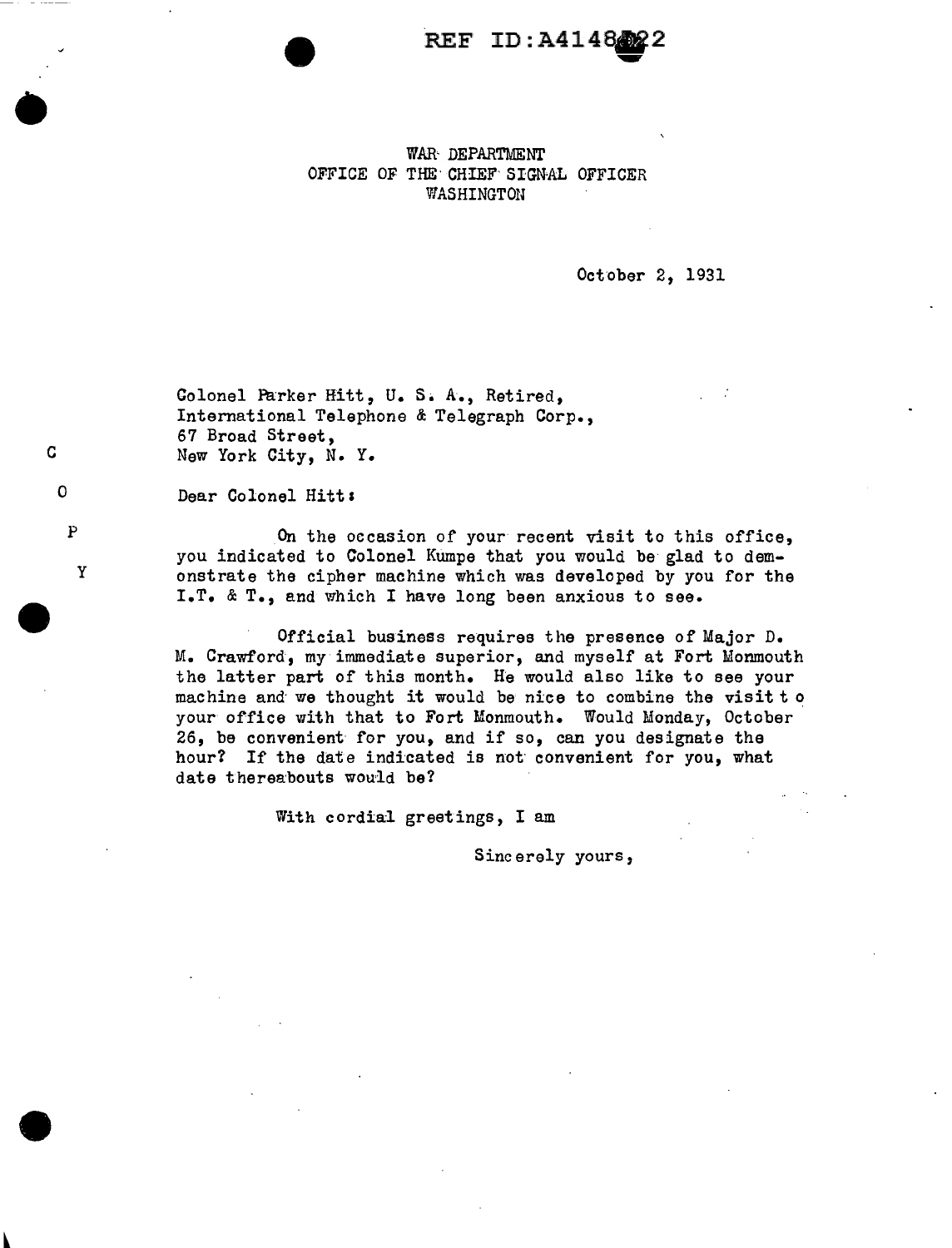REF ID:A4148622

WAR DEPARTMENT
OFFICE OF THE CHIEF SIGNAL OFFICER
WASHINGTON

October 2, 1931

Colonel Parker Hitt, U. S. A., Retired,
International Telephone & Telegraph Corp.,
67 Broad Street,
New York City, N. Y.

C O P Y

Dear Colonel Hitt:

On the occasion of your recent visit to this office, you indicated to Colonel Kumpe that you would be glad to demonstrate the cipher machine which was developed by you for the I.T. & T., and which I have long been anxious to see.

Official business requires the presence of Major D. M. Crawford, my immediate superior, and myself at Fort Monmouth the latter part of this month. He would also like to see your machine and we thought it would be nice to combine the visit to your office with that to Fort Monmouth. Would Monday, October 26, be convenient for you, and if so, can you designate the hour? If the date indicated is not convenient for you, what date thereabouts would be?

With cordial greetings, I am

Sincerely yours,